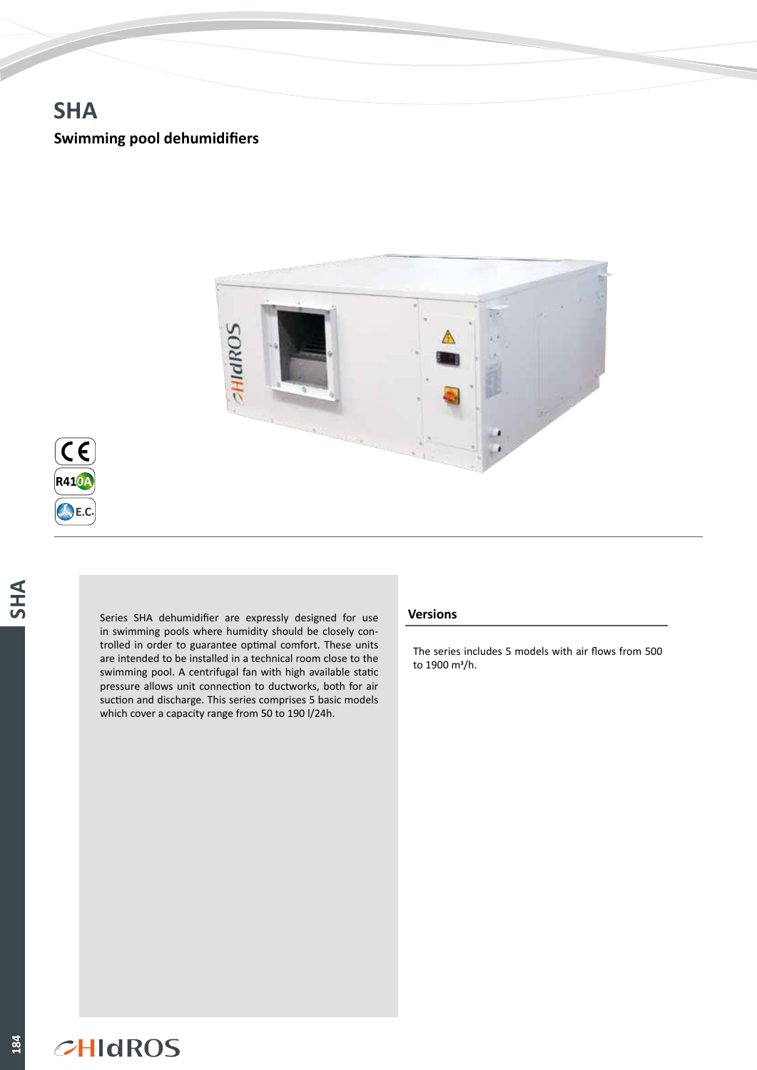# SHA

## Swimming pool dehumidifiers

Series SHA dehumidifier are expressly designed for use in swimming pools where humidity should be closely controlled in order to guarantee optimal comfort. These units are intended to be installed in a technical room close to the swimming pool. A centrifugal fan with high available static pressure allows unit connection to ductworks, both for air suction and discharge. This series comprises 5 basic models which cover a capacity range from 50 to 190 l/24h.

### Versions

The series includes 5 models with air flows from 500 to 1900 m³/h.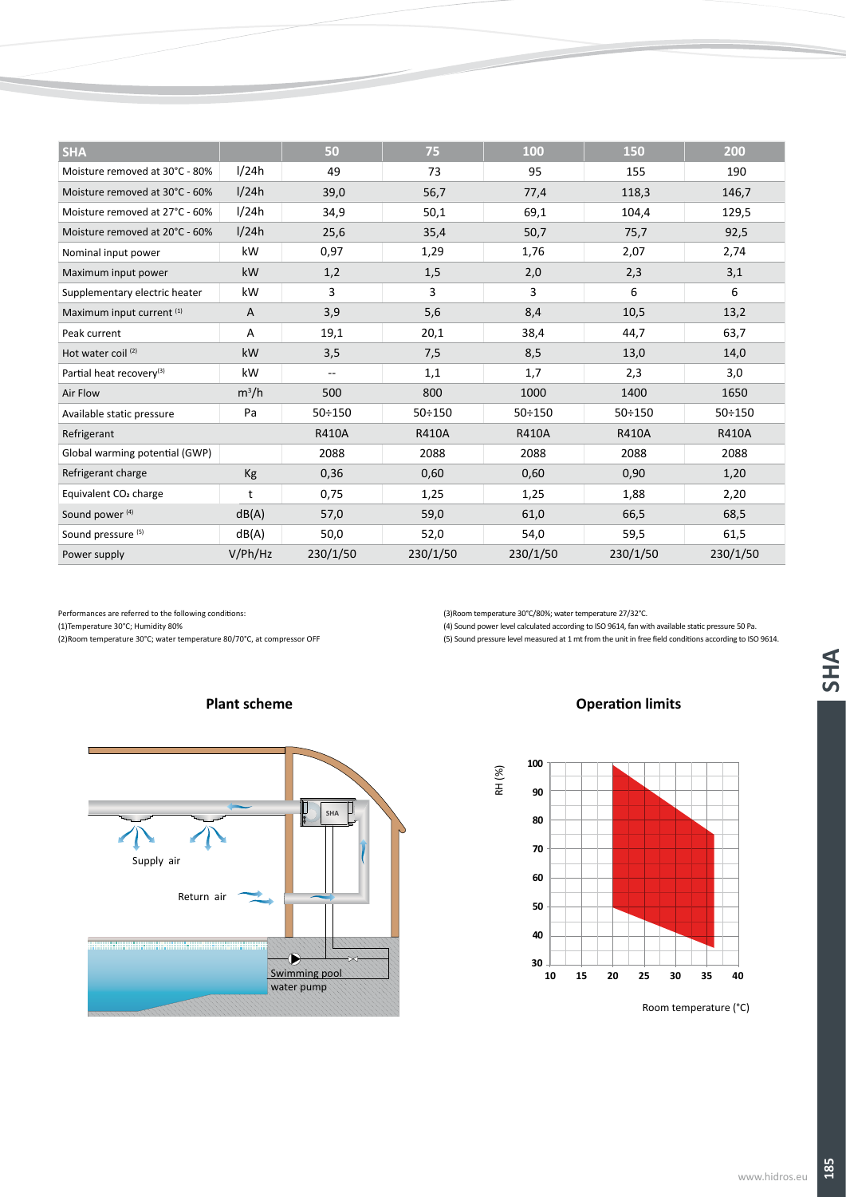| SHA | | 50 | 75 | 100 | 150 | 200 |
|---|---|---|---|---|---|---|
| Moisture removed at 30°C - 80% | l/24h | 49 | 73 | 95 | 155 | 190 |
| Moisture removed at 30°C - 60% | l/24h | 39,0 | 56,7 | 77,4 | 118,3 | 146,7 |
| Moisture removed at 27°C - 60% | l/24h | 34,9 | 50,1 | 69,1 | 104,4 | 129,5 |
| Moisture removed at 20°C - 60% | l/24h | 25,6 | 35,4 | 50,7 | 75,7 | 92,5 |
| Nominal input power | kW | 0,97 | 1,29 | 1,76 | 2,07 | 2,74 |
| Maximum input power | kW | 1,2 | 1,5 | 2,0 | 2,3 | 3,1 |
| Supplementary electric heater | kW | 3 | 3 | 3 | 6 | 6 |
| Maximum input current (1) | A | 3,9 | 5,6 | 8,4 | 10,5 | 13,2 |
| Peak current | A | 19,1 | 20,1 | 38,4 | 44,7 | 63,7 |
| Hot water coil (2) | kW | 3,5 | 7,5 | 8,5 | 13,0 | 14,0 |
| Partial heat recovery(3) | kW | -- | 1,1 | 1,7 | 2,3 | 3,0 |
| Air Flow | $m^3/h$ | 500 | 800 | 1000 | 1400 | 1650 |
| Available static pressure | Pa | 50÷150 | 50÷150 | 50÷150 | 50÷150 | 50÷150 |
| Refrigerant | | R410A | R410A | R410A | R410A | R410A |
| Global warming potential (GWP) | | 2088 | 2088 | 2088 | 2088 | 2088 |
| Refrigerant charge | Kg | 0,36 | 0,60 | 0,60 | 0,90 | 1,20 |
| Equivalent $CO_2$ charge | t | 0,75 | 1,25 | 1,25 | 1,88 | 2,20 |
| Sound power (4) | dB(A) | 57,0 | 59,0 | 61,0 | 66,5 | 68,5 |
| Sound pressure (5) | dB(A) | 50,0 | 52,0 | 54,0 | 59,5 | 61,5 |
| Power supply | V/Ph/Hz | 230/1/50 | 230/1/50 | 230/1/50 | 230/1/50 | 230/1/50 |

Performances are referred to the following conditions:
(1)Temperature 30°C; Humidity 80%
(2)Room temperature 30°C; water temperature 80/70°C, at compressor OFF
(3)Room temperature 30°C/80%; water temperature 27/32°C.
(4) Sound power level calculated according to ISO 9614, fan with available static pressure 50 Pa.
(5) Sound pressure level measured at 1 mt from the unit in free field conditions according to ISO 9614.

## Plant scheme

Supply air

Return air

SHA

Swimming pool water pump

## Operation limits

RH (%)

Room temperature (°C)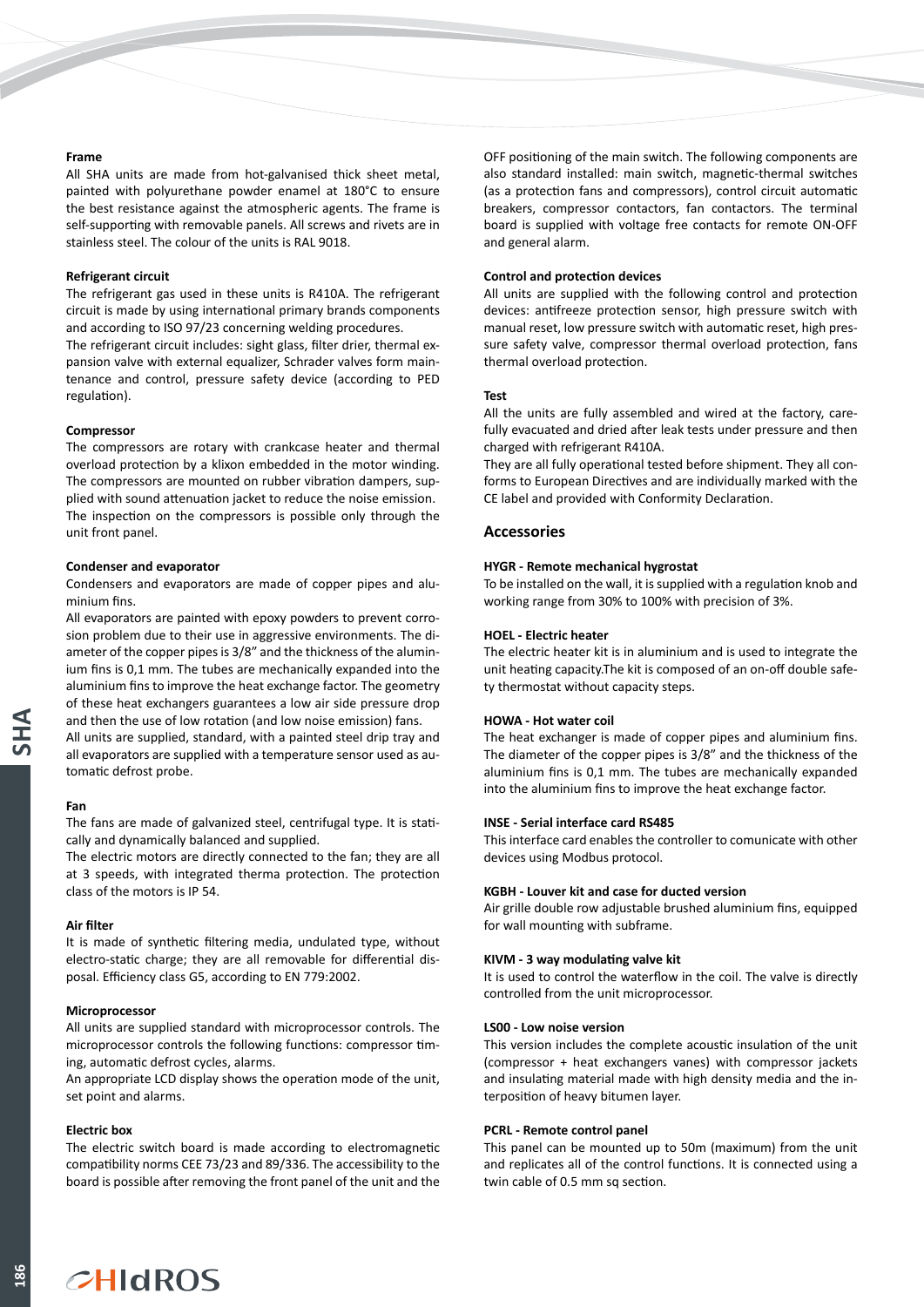#### Frame

All SHA units are made from hot-galvanised thick sheet metal, painted with polyurethane powder enamel at 180°C to ensure the best resistance against the atmospheric agents. The frame is self-supporting with removable panels. All screws and rivets are in stainless steel. The colour of the units is RAL 9018.

#### Refrigerant circuit

The refrigerant gas used in these units is R410A. The refrigerant circuit is made by using international primary brands components and according to ISO 97/23 concerning welding procedures.

The refrigerant circuit includes: sight glass, filter drier, thermal expansion valve with external equalizer, Schrader valves form maintenance and control, pressure safety device (according to PED regulation).

#### Compressor

The compressors are rotary with crankcase heater and thermal overload protection by a klixon embedded in the motor winding. The compressors are mounted on rubber vibration dampers, supplied with sound attenuation jacket to reduce the noise emission. The inspection on the compressors is possible only through the unit front panel.

#### Condenser and evaporator

Condensers and evaporators are made of copper pipes and aluminium fins.

All evaporators are painted with epoxy powders to prevent corrosion problem due to their use in aggressive environments. The diameter of the copper pipes is 3/8” and the thickness of the aluminium fins is 0,1 mm. The tubes are mechanically expanded into the aluminium fins to improve the heat exchange factor. The geometry of these heat exchangers guarantees a low air side pressure drop and then the use of low rotation (and low noise emission) fans.

All units are supplied, standard, with a painted steel drip tray and all evaporators are supplied with a temperature sensor used as automatic defrost probe.

#### Fan

The fans are made of galvanized steel, centrifugal type. It is statically and dynamically balanced and supplied.

The electric motors are directly connected to the fan; they are all at 3 speeds, with integrated therma protection. The protection class of the motors is IP 54.

#### Air filter

It is made of synthetic filtering media, undulated type, without electro-static charge; they are all removable for differential disposal. Efficiency class G5, according to EN 779:2002.

#### Microprocessor

All units are supplied standard with microprocessor controls. The microprocessor controls the following functions: compressor timing, automatic defrost cycles, alarms.

An appropriate LCD display shows the operation mode of the unit, set point and alarms.

#### Electric box

The electric switch board is made according to electromagnetic compatibility norms CEE 73/23 and 89/336. The accessibility to the board is possible after removing the front panel of the unit and the OFF positioning of the main switch. The following components are also standard installed: main switch, magnetic-thermal switches (as a protection fans and compressors), control circuit automatic breakers, compressor contactors, fan contactors. The terminal board is supplied with voltage free contacts for remote ON-OFF and general alarm.

#### Control and protection devices

All units are supplied with the following control and protection devices: antifreeze protection sensor, high pressure switch with manual reset, low pressure switch with automatic reset, high pressure safety valve, compressor thermal overload protection, fans thermal overload protection.

#### Test

All the units are fully assembled and wired at the factory, carefully evacuated and dried after leak tests under pressure and then charged with refrigerant R410A.

They are all fully operational tested before shipment. They all conforms to European Directives and are individually marked with the CE label and provided with Conformity Declaration.

## Accessories

#### HYGR - Remote mechanical hygrostat

To be installed on the wall, it is supplied with a regulation knob and working range from 30% to 100% with precision of 3%.

#### HOEL - Electric heater

The electric heater kit is in aluminium and is used to integrate the unit heating capacity.The kit is composed of an on-off double safety thermostat without capacity steps.

#### HOWA - Hot water coil

The heat exchanger is made of copper pipes and aluminium fins. The diameter of the copper pipes is 3/8” and the thickness of the aluminium fins is 0,1 mm. The tubes are mechanically expanded into the aluminium fins to improve the heat exchange factor.

#### INSE - Serial interface card RS485

This interface card enables the controller to comunicate with other devices using Modbus protocol.

#### KGBH - Louver kit and case for ducted version

Air grille double row adjustable brushed aluminium fins, equipped for wall mounting with subframe.

#### KIVM - 3 way modulating valve kit

It is used to control the waterflow in the coil. The valve is directly controlled from the unit microprocessor.

#### LS00 - Low noise version

This version includes the complete acoustic insulation of the unit (compressor + heat exchangers vanes) with compressor jackets and insulating material made with high density media and the interposition of heavy bitumen layer.

#### PCRL - Remote control panel

This panel can be mounted up to 50m (maximum) from the unit and replicates all of the control functions. It is connected using a twin cable of 0.5 mm sq section.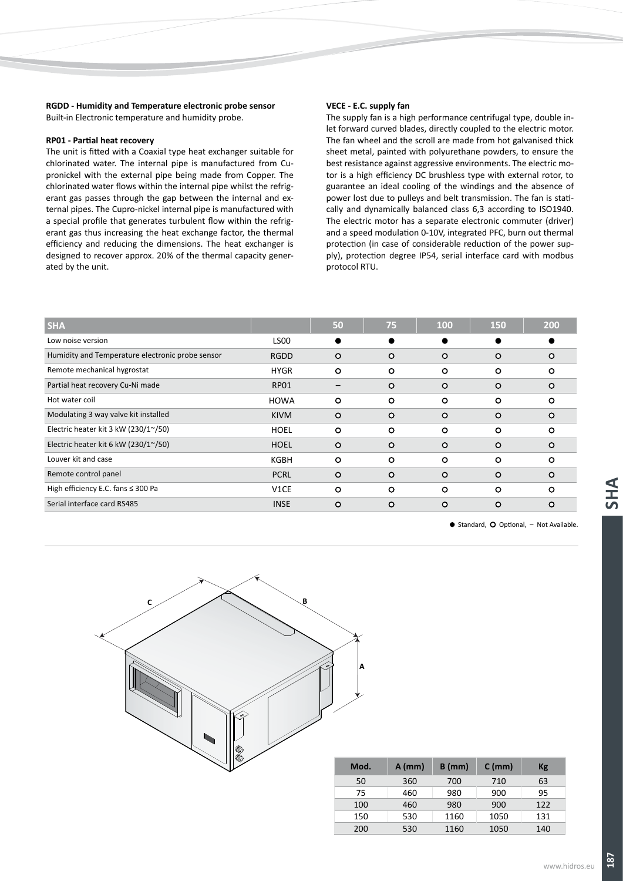**RGDD - Humidity and Temperature electronic probe sensor**
Built-in Electronic temperature and humidity probe.

**RP01 - Partial heat recovery**
The unit is fitted with a Coaxial type heat exchanger suitable for chlorinated water. The internal pipe is manufactured from Cupronickel with the external pipe being made from Copper. The chlorinated water flows within the internal pipe whilst the refrigerant gas passes through the gap between the internal and external pipes. The Cupro-nickel internal pipe is manufactured with a special profile that generates turbulent flow within the refrigerant gas thus increasing the heat exchange factor, the thermal efficiency and reducing the dimensions. The heat exchanger is designed to recover approx. 20% of the thermal capacity generated by the unit.

**VECE - E.C. supply fan**
The supply fan is a high performance centrifugal type, double inlet forward curved blades, directly coupled to the electric motor. The fan wheel and the scroll are made from hot galvanised thick sheet metal, painted with polyurethane powders, to ensure the best resistance against aggressive environments. The electric motor is a high efficiency DC brushless type with external rotor, to guarantee an ideal cooling of the windings and the absence of power lost due to pulleys and belt transmission. The fan is statically and dynamically balanced class 6,3 according to ISO1940. The electric motor has a separate electronic commuter (driver) and a speed modulation 0-10V, integrated PFC, burn out thermal protection (in case of considerable reduction of the power supply), protection degree IP54, serial interface card with modbus protocol RTU.

| SHA | | 50 | 75 | 100 | 150 | 200 |
|---|---|---|---|---|---|---|
| Low noise version | LS00 | ● | ● | ● | ● | ● |
| Humidity and Temperature electronic probe sensor | RGDD | ○ | ○ | ○ | ○ | ○ |
| Remote mechanical hygrostat | HYGR | ○ | ○ | ○ | ○ | ○ |
| Partial heat recovery Cu-Ni made | RP01 | – | ○ | ○ | ○ | ○ |
| Hot water coil | HOWA | ○ | ○ | ○ | ○ | ○ |
| Modulating 3 way valve kit installed | KIVM | ○ | ○ | ○ | ○ | ○ |
| Electric heater kit 3 kW (230/1~/50) | HOEL | ○ | ○ | ○ | ○ | ○ |
| Electric heater kit 6 kW (230/1~/50) | HOEL | ○ | ○ | ○ | ○ | ○ |
| Louver kit and case | KGBH | ○ | ○ | ○ | ○ | ○ |
| Remote control panel | PCRL | ○ | ○ | ○ | ○ | ○ |
| High efficiency E.C. fans ≤ 300 Pa | V1CE | ○ | ○ | ○ | ○ | ○ |
| Serial interface card RS485 | INSE | ○ | ○ | ○ | ○ | ○ |

● Standard, ○ Optional, – Not Available.

C
B
A

| Mod. | A (mm) | B (mm) | C (mm) | Kg |
|---|---|---|---|---|
| 50 | 360 | 700 | 710 | 63 |
| 75 | 460 | 980 | 900 | 95 |
| 100 | 460 | 980 | 900 | 122 |
| 150 | 530 | 1160 | 1050 | 131 |
| 200 | 530 | 1160 | 1050 | 140 |